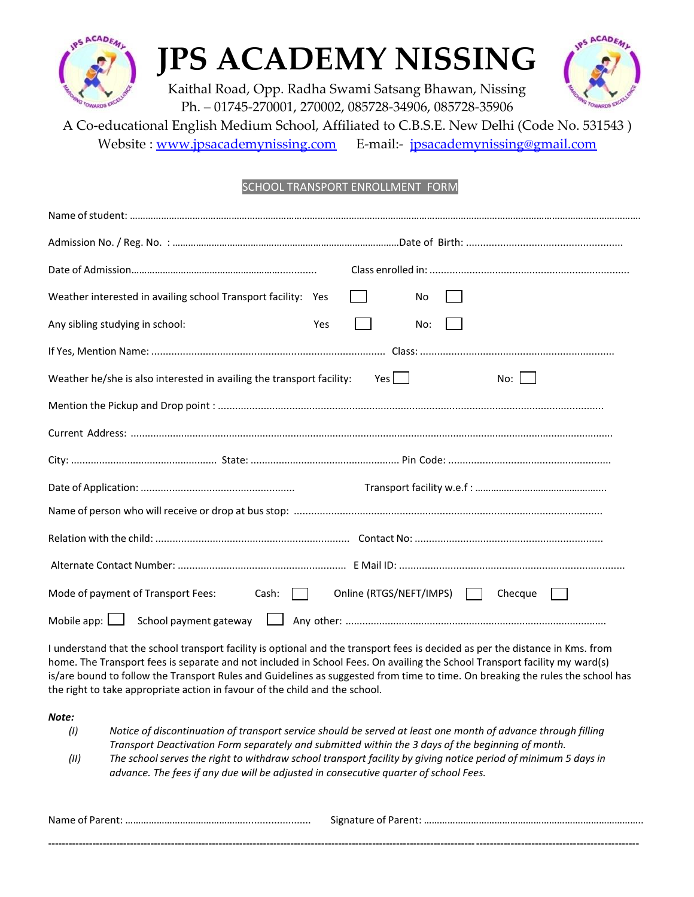# JPS ACADEMY NISSING

Kaithal Road, Opp. Radha Swami Satsang Bhawan, Nissing
Ph. – 01745-270001, 270002, 085728-34906, 085728-35906
A Co-educational English Medium School, Affiliated to C.B.S.E. New Delhi (Code No. 531543 )
Website : www.jpsacademynissing.com E-mail:- jpsacademynissing@gmail.com

## SCHOOL TRANSPORT ENROLLMENT FORM

Name of student: ..........................................................................................................................

Admission No. / Reg. No. : ........................................................................Date of Birth: ..........................................

Date of Admission.................................................................. Class enrolled in: ..........................................................

Weather interested in availing school Transport facility: Yes ☐ No ☐

Any sibling studying in school: Yes ☐ No: ☐

If Yes, Mention Name: ................................................................................... Class: ......................................................

Weather he/she is also interested in availing the transport facility: Yes ☐ No: ☐

Mention the Pickup and Drop point : ..........................................................................................................................

Current Address: ..........................................................................................................................................................

City: .................................................. State: ................................................... Pin Code: ..........................................

Date of Application: .................................................... Transport facility w.e.f : ................................................

Name of person who will receive or drop at bus stop: ..................................................................................................

Relation with the child: .................................................................. Contact No: ..................................................

Alternate Contact Number: ....................................................... E Mail ID: ...................................................................

Mode of payment of Transport Fees: Cash: ☐ Online (RTGS/NEFT/IMPS) ☐ Checque ☐

Mobile app: ☐ School payment gateway ☐ Any other: ....................................................................................

I understand that the school transport facility is optional and the transport fees is decided as per the distance in Kms. from home. The Transport fees is separate and not included in School Fees. On availing the School Transport facility my ward(s) is/are bound to follow the Transport Rules and Guidelines as suggested from time to time. On breaking the rules the school has the right to take appropriate action in favour of the child and the school.

***Note:***

*(I) Notice of discontinuation of transport service should be served at least one month of advance through filling Transport Deactivation Form separately and submitted within the 3 days of the beginning of month.*

*(II) The school serves the right to withdraw school transport facility by giving notice period of minimum 5 days in advance. The fees if any due will be adjusted in consecutive quarter of school Fees.*

Name of Parent: ................................................................ Signature of Parent: ...............................................................

---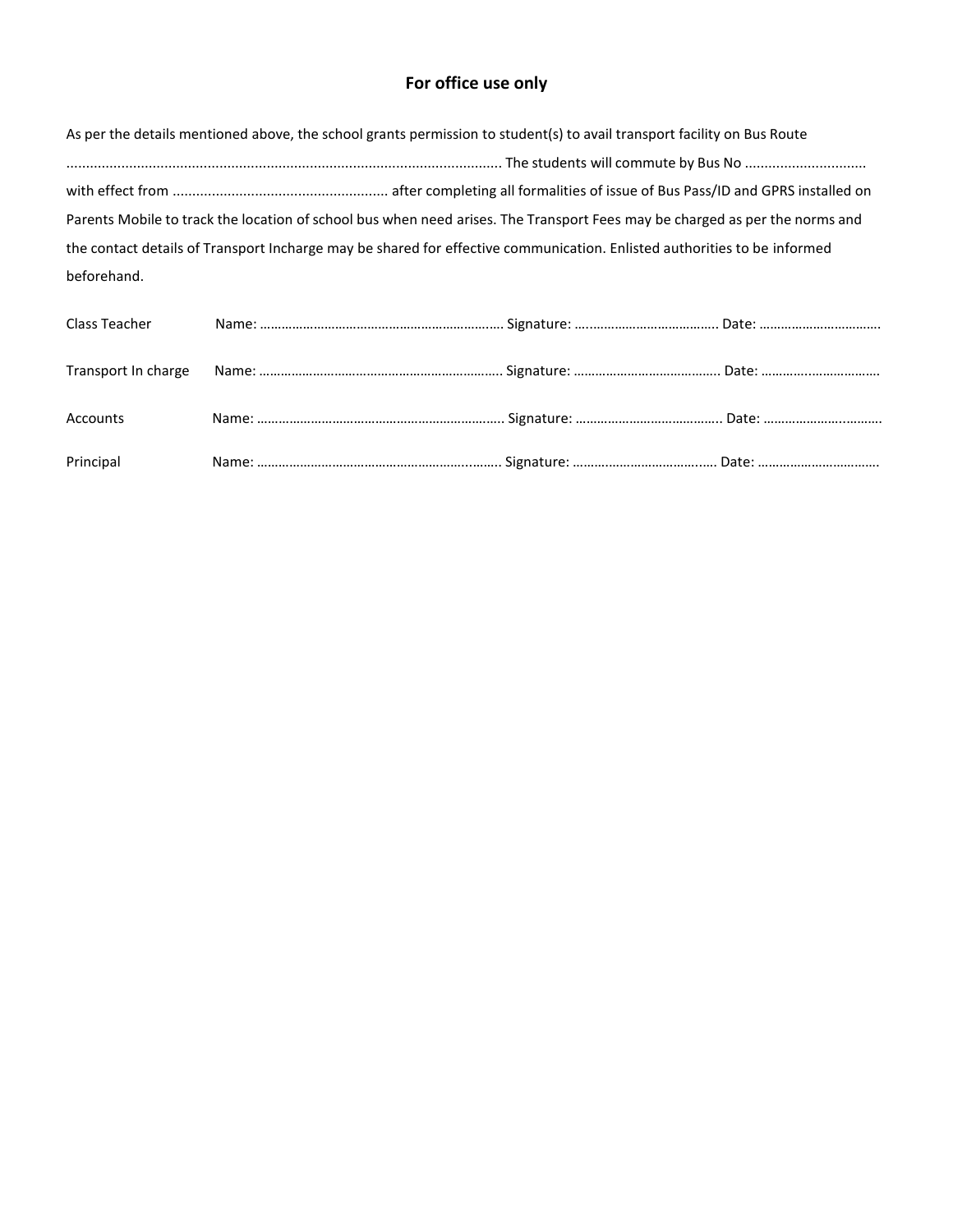## For office use only

As per the details mentioned above, the school grants permission to student(s) to avail transport facility on Bus Route ................................................................................................................ The students will commute by Bus No ............................... with effect from ....................................................... after completing all formalities of issue of Bus Pass/ID and GPRS installed on Parents Mobile to track the location of school bus when need arises. The Transport Fees may be charged as per the norms and the contact details of Transport Incharge may be shared for effective communication. Enlisted authorities to be informed beforehand.

Class Teacher Name: ………………………………………………………….. Signature: …..…………………………….. Date: ……………………………..

Transport In charge Name: ………………………………………………………….. Signature: ………………………………….. Date: ………….………………

Accounts Name: ………………………………………………………….. Signature: ………………………………….. Date: ……………………..……..

Principal Name: ……………………………………………………..…….. Signature: ……………………………..…. Date: ……………………………..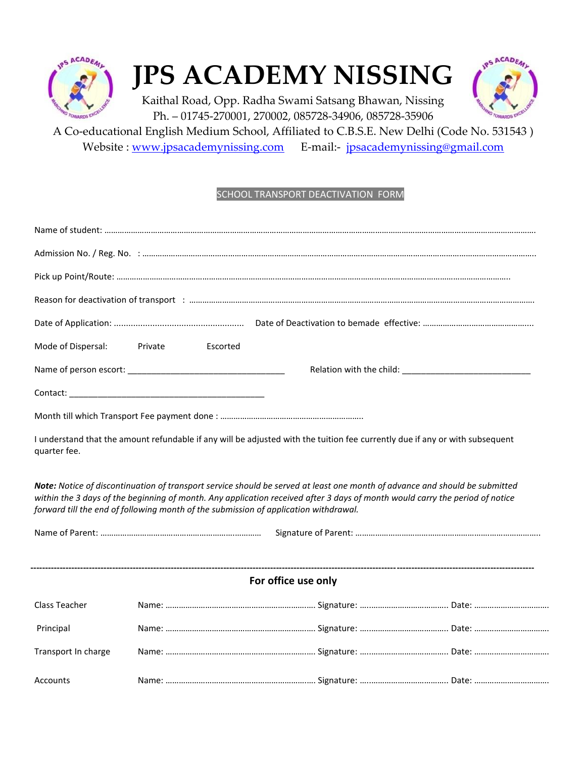# JPS ACADEMY NISSING

Kaithal Road, Opp. Radha Swami Satsang Bhawan, Nissing

Ph. – 01745-270001, 270002, 085728-34906, 085728-35906

A Co-educational English Medium School, Affiliated to C.B.S.E. New Delhi (Code No. 531543 )

Website : www.jpsacademynissing.com E-mail:- jpsacademynissing@gmail.com

## SCHOOL TRANSPORT DEACTIVATION FORM

Name of student: ……………………………………………………………………………………………………………………………………………………

Admission No. / Reg. No. : ……………………………………………………………………………………………………………………………………

Pick up Point/Route: ……………………………………………………………………………………………………………………………………

Reason for deactivation of transport : ………………………………………………………………………………………………………………

Date of Application: ……………………………………………… Date of Deactivation to bemade effective: …………………………………………

Mode of Dispersal: Private Escorted

Name of person escort: _________________________________ Relation with the child: ___________________________

Contact: ____________________________________________

Month till which Transport Fee payment done : ………………………………………………………..

I understand that the amount refundable if any will be adjusted with the tuition fee currently due if any or with subsequent quarter fee.

***Note:*** *Notice of discontinuation of transport service should be served at least one month of advance and should be submitted within the 3 days of the beginning of month. Any application received after 3 days of month would carry the period of notice forward till the end of following month of the submission of application withdrawal.*

Name of Parent: ………………………………………………………………… Signature of Parent: ……………………………………………………………………….

---

**For office use only**

| | | | |
|---|---|---|---|
| Class Teacher | Name: …………………………………………………… | Signature: ………………………………… | Date: …………………………… |
| Principal | Name: …………………………………………………… | Signature: ………………………………… | Date: …………………………… |
| Transport In charge | Name: …………………………………………………… | Signature: ………………………………… | Date: …………………………… |
| Accounts | Name: …………………………………………………… | Signature: ………………………………… | Date: …………………………… |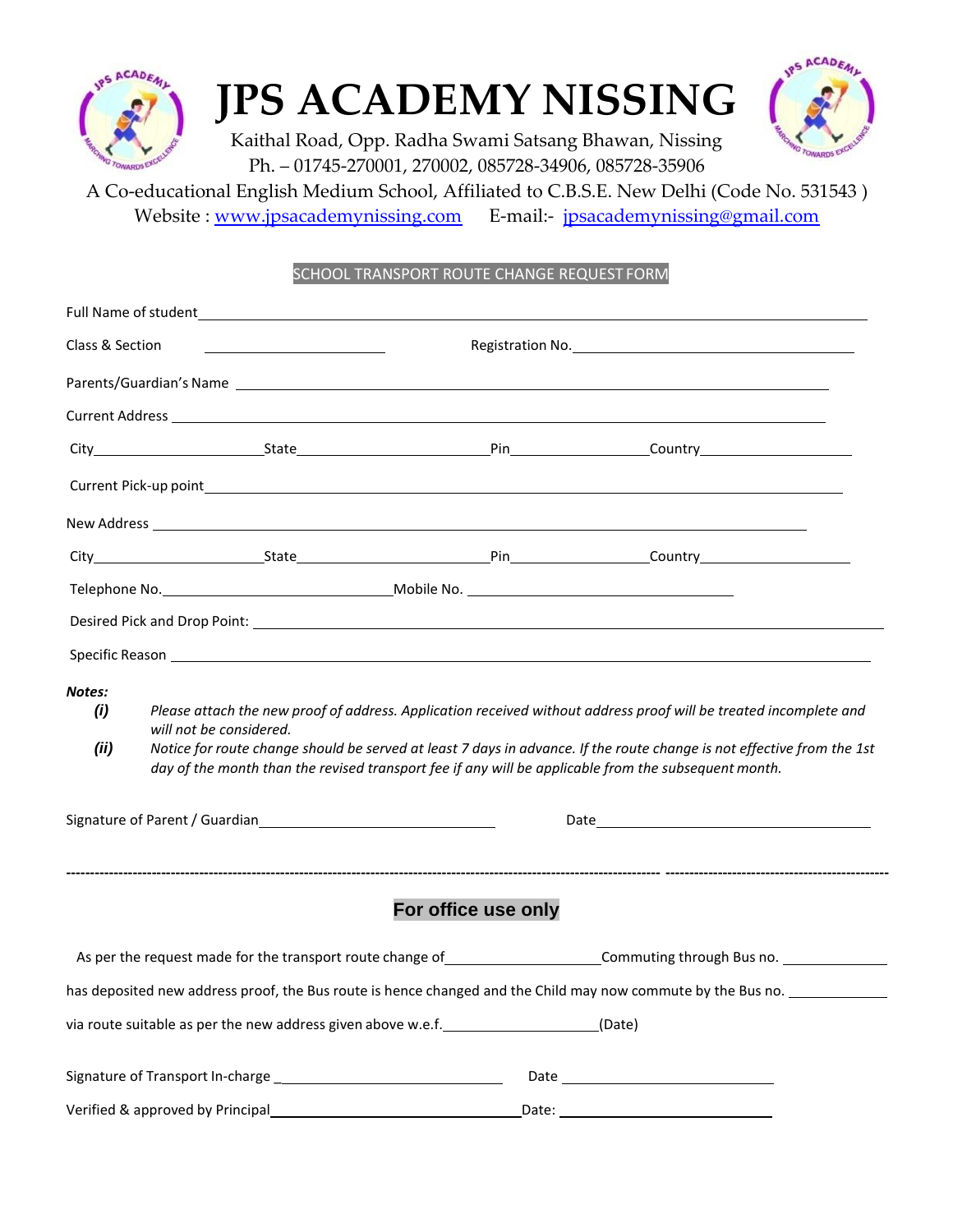# JPS ACADEMY NISSING

Kaithal Road, Opp. Radha Swami Satsang Bhawan, Nissing

Ph. – 01745-270001, 270002, 085728-34906, 085728-35906

A Co-educational English Medium School, Affiliated to C.B.S.E. New Delhi (Code No. 531543 )

Website : www.jpsacademynissing.com E-mail:- jpsacademynissing@gmail.com

## SCHOOL TRANSPORT ROUTE CHANGE REQUEST FORM

Full Name of student ____________________________________________

Class & Section ____________________ Registration No. ____________________

Parents/Guardian's Name ____________________________________________

Current Address ____________________________________________

City ____________ State ____________ Pin ____________ Country ____________

Current Pick-up point ____________________________________________

New Address ____________________________________________

City ____________ State ____________ Pin ____________ Country ____________

Telephone No. ____________________ Mobile No. ____________________

Desired Pick and Drop Point: ____________________________________________

Specific Reason ____________________________________________

***Notes:***

***(i)*** *Please attach the new proof of address. Application received without address proof will be treated incomplete and will not be considered.*

***(ii)*** *Notice for route change should be served at least 7 days in advance. If the route change is not effective from the 1st day of the month than the revised transport fee if any will be applicable from the subsequent month.*

Signature of Parent / Guardian ____________________ Date ____________________

---

## For office use only

As per the request made for the transport route change of ____________ Commuting through Bus no. ____________

has deposited new address proof, the Bus route is hence changed and the Child may now commute by the Bus no. ____________

via route suitable as per the new address given above w.e.f. ____________ (Date)

Signature of Transport In-charge ____________________ Date ____________________

Verified & approved by Principal ____________________ Date: ____________________